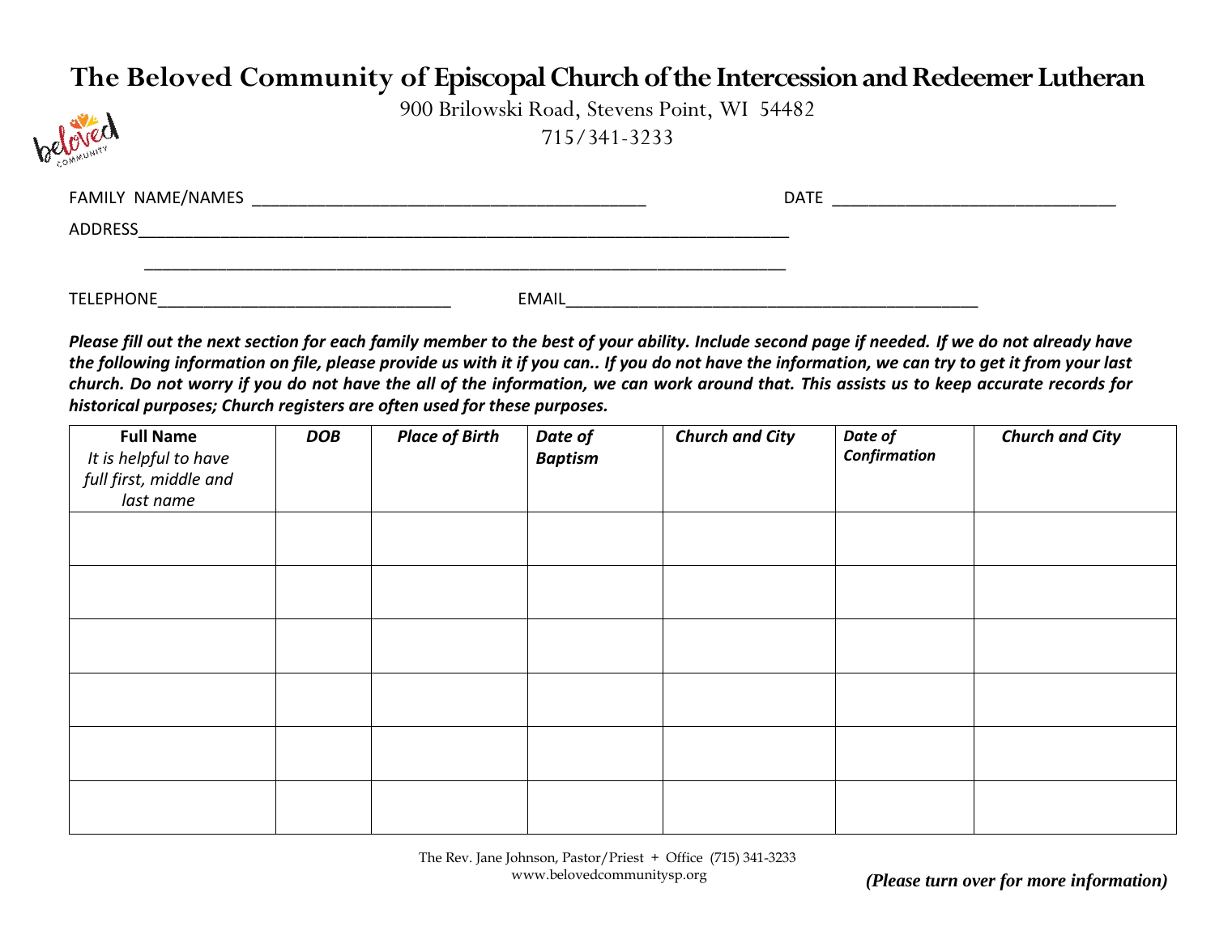# The Beloved Community of Episcopal Church of the Intercession and Redeemer Lutheran

900 Brilowski Road, Stevens Point, WI 54482

715/341-3233

FAMILY NAME/NAMES ____________________________________________ DATE ________________________________

ADDRESS__________________________________________________________________________

__________________________________________________________________________

TELEPHONE_________________________________ EMAIL______________________________________________

***Please fill out the next section for each family member to the best of your ability. Include second page if needed. If we do not already have the following information on file, please provide us with it if you can.. If you do not have the information, we can try to get it from your last church. Do not worry if you do not have the all of the information, we can work around that. This assists us to keep accurate records for historical purposes; Church registers are often used for these purposes.***

| **Full Name** *It is helpful to have full first, middle and last name* | ***DOB*** | ***Place of Birth*** | ***Date of Baptism*** | ***Church and City*** | ***Date of Confirmation*** | ***Church and City*** |
|---|---|---|---|---|---|---|
| | | | | | | |
| | | | | | | |
| | | | | | | |
| | | | | | | |
| | | | | | | |
| | | | | | | |

The Rev. Jane Johnson, Pastor/Priest + Office (715) 341-3233
www.belovedcommunitysp.org

***(Please turn over for more information)***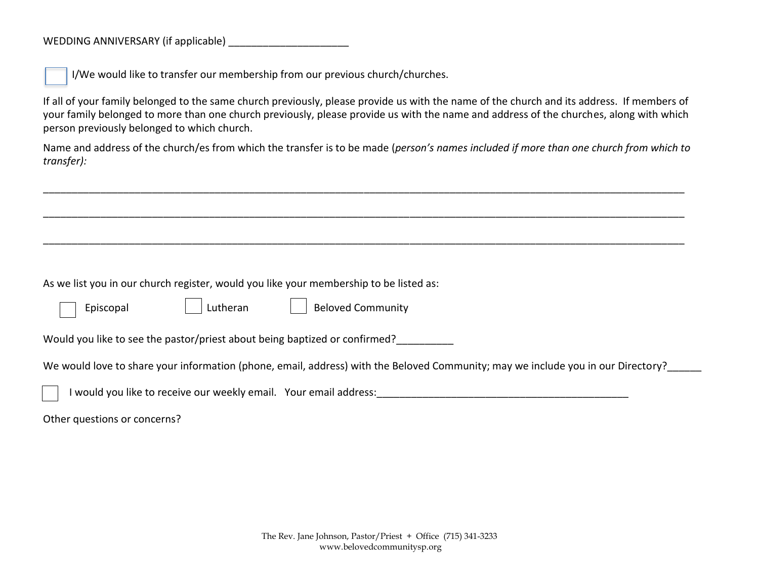WEDDING ANNIVERSARY (if applicable) ____________________

☐ I/We would like to transfer our membership from our previous church/churches.

If all of your family belonged to the same church previously, please provide us with the name of the church and its address. If members of your family belonged to more than one church previously, please provide us with the name and address of the churches, along with which person previously belonged to which church.

Name and address of the church/es from which the transfer is to be made (*person's names included if more than one church from which to transfer):*

______________________________________________________________________________________________________

______________________________________________________________________________________________________

______________________________________________________________________________________________________

As we list you in our church register, would you like your membership to be listed as:

☐ Episcopal ☐ Lutheran ☐ Beloved Community

Would you like to see the pastor/priest about being baptized or confirmed?__________

We would love to share your information (phone, email, address) with the Beloved Community; may we include you in our Directory?______

☐ I would you like to receive our weekly email. Your email address:_____________________________________________

Other questions or concerns?

The Rev. Jane Johnson, Pastor/Priest + Office (715) 341-3233
www.belovedcommunitysp.org